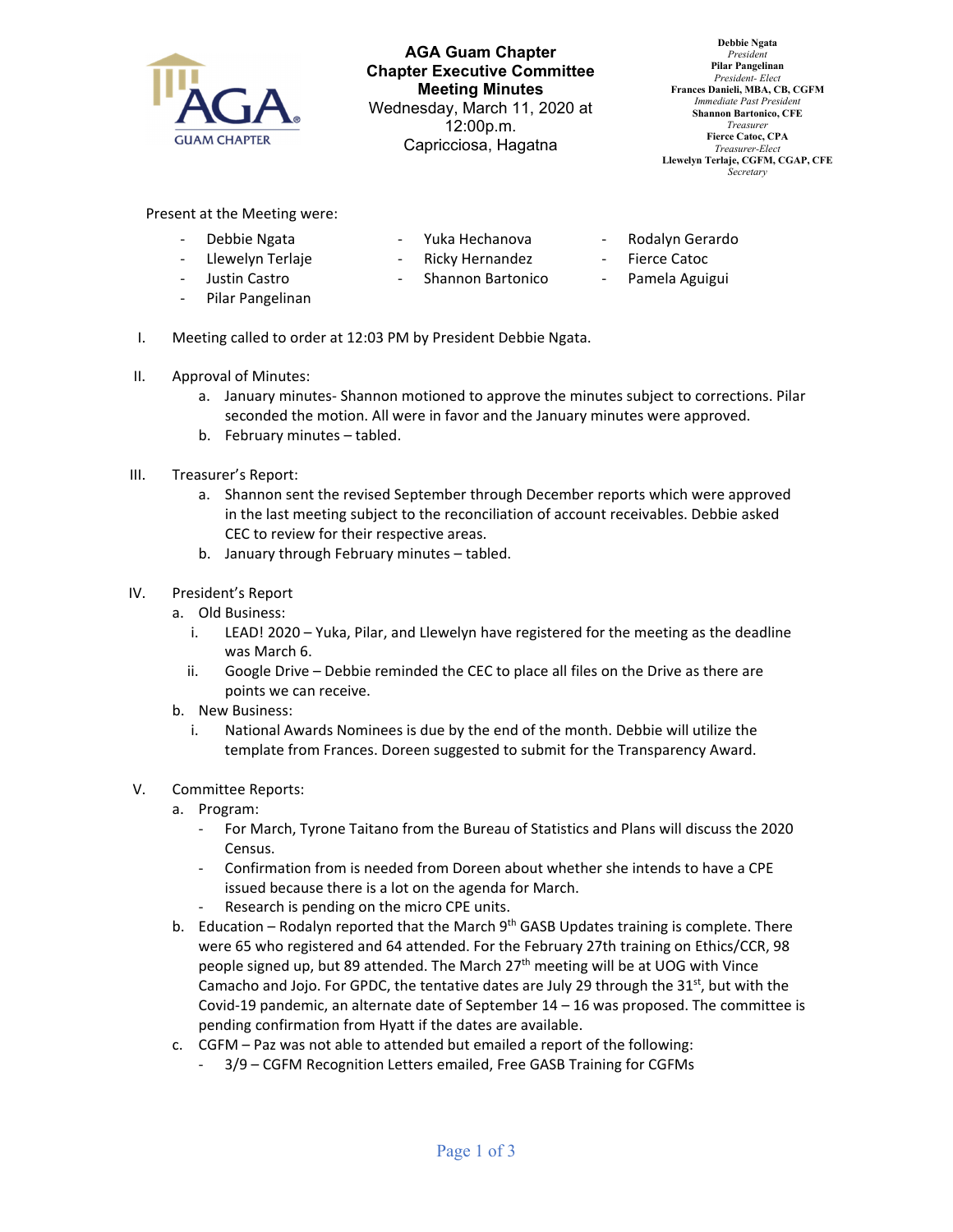# AGA Guam Chapter
## Chapter Executive Committee Meeting Minutes

Wednesday, March 11, 2020 at 12:00p.m.
Capricciosa, Hagatna

**Debbie Ngata**
*President*
**Pilar Pangelinan**
*President- Elect*
**Frances Danieli, MBA, CB, CGFM**
*Immediate Past President*
**Shannon Bartonico, CFE**
*Treasurer*
**Fierce Catoc, CPA**
*Treasurer-Elect*
**Llewelyn Terlaje, CGFM, CGAP, CFE**
*Secretary*

Present at the Meeting were:

- Debbie Ngata
- Llewelyn Terlaje
- Justin Castro
- Pilar Pangelinan
- Yuka Hechanova
- Ricky Hernandez
- Shannon Bartonico
- Rodalyn Gerardo
- Fierce Catoc
- Pamela Aguigui

I. Meeting called to order at 12:03 PM by President Debbie Ngata.

II. Approval of Minutes:
  a. January minutes- Shannon motioned to approve the minutes subject to corrections. Pilar seconded the motion. All were in favor and the January minutes were approved.
  b. February minutes – tabled.

III. Treasurer's Report:
  a. Shannon sent the revised September through December reports which were approved in the last meeting subject to the reconciliation of account receivables. Debbie asked CEC to review for their respective areas.
  b. January through February minutes – tabled.

IV. President's Report
  a. Old Business:
    i. LEAD! 2020 – Yuka, Pilar, and Llewelyn have registered for the meeting as the deadline was March 6.
    ii. Google Drive – Debbie reminded the CEC to place all files on the Drive as there are points we can receive.
  b. New Business:
    i. National Awards Nominees is due by the end of the month. Debbie will utilize the template from Frances. Doreen suggested to submit for the Transparency Award.

V. Committee Reports:
  a. Program:
    - For March, Tyrone Taitano from the Bureau of Statistics and Plans will discuss the 2020 Census.
    - Confirmation from is needed from Doreen about whether she intends to have a CPE issued because there is a lot on the agenda for March.
    - Research is pending on the micro CPE units.
  b. Education – Rodalyn reported that the March 9th GASB Updates training is complete. There were 65 who registered and 64 attended. For the February 27th training on Ethics/CCR, 98 people signed up, but 89 attended. The March 27th meeting will be at UOG with Vince Camacho and Jojo. For GPDC, the tentative dates are July 29 through the 31st, but with the Covid-19 pandemic, an alternate date of September 14 – 16 was proposed. The committee is pending confirmation from Hyatt if the dates are available.
  c. CGFM – Paz was not able to attended but emailed a report of the following:
    - 3/9 – CGFM Recognition Letters emailed, Free GASB Training for CGFMs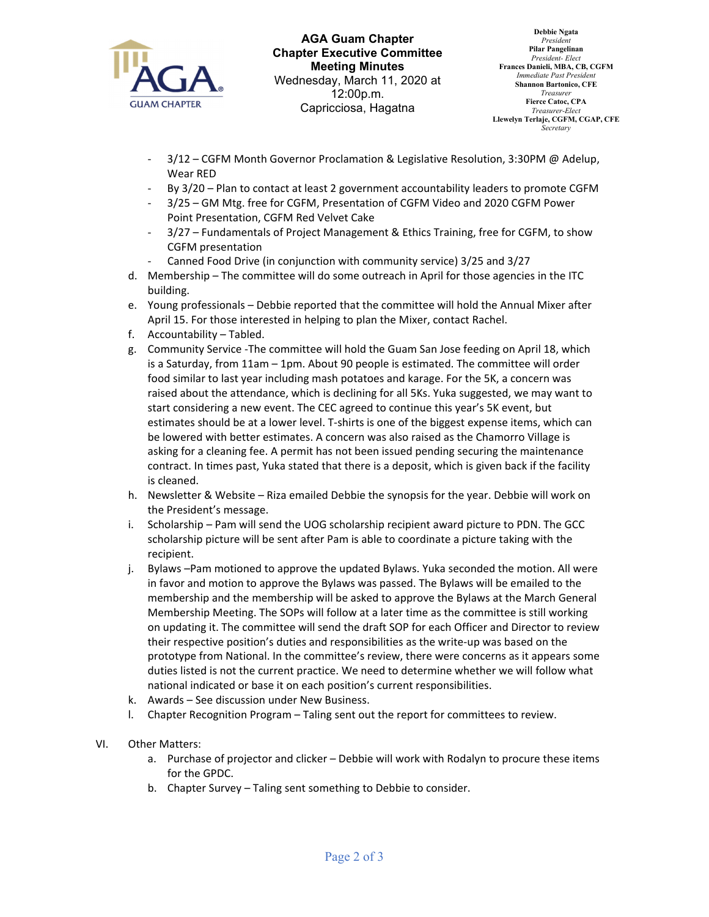- 3/12 – CGFM Month Governor Proclamation & Legislative Resolution, 3:30PM @ Adelup, Wear RED
- By 3/20 – Plan to contact at least 2 government accountability leaders to promote CGFM
- 3/25 – GM Mtg. free for CGFM, Presentation of CGFM Video and 2020 CGFM Power Point Presentation, CGFM Red Velvet Cake
- 3/27 – Fundamentals of Project Management & Ethics Training, free for CGFM, to show CGFM presentation
- Canned Food Drive (in conjunction with community service) 3/25 and 3/27

d. Membership – The committee will do some outreach in April for those agencies in the ITC building.

e. Young professionals – Debbie reported that the committee will hold the Annual Mixer after April 15. For those interested in helping to plan the Mixer, contact Rachel.

f. Accountability – Tabled.

g. Community Service -The committee will hold the Guam San Jose feeding on April 18, which is a Saturday, from 11am – 1pm. About 90 people is estimated. The committee will order food similar to last year including mash potatoes and karage. For the 5K, a concern was raised about the attendance, which is declining for all 5Ks. Yuka suggested, we may want to start considering a new event. The CEC agreed to continue this year's 5K event, but estimates should be at a lower level. T-shirts is one of the biggest expense items, which can be lowered with better estimates. A concern was also raised as the Chamorro Village is asking for a cleaning fee. A permit has not been issued pending securing the maintenance contract. In times past, Yuka stated that there is a deposit, which is given back if the facility is cleaned.

h. Newsletter & Website – Riza emailed Debbie the synopsis for the year. Debbie will work on the President's message.

i. Scholarship – Pam will send the UOG scholarship recipient award picture to PDN. The GCC scholarship picture will be sent after Pam is able to coordinate a picture taking with the recipient.

j. Bylaws –Pam motioned to approve the updated Bylaws. Yuka seconded the motion. All were in favor and motion to approve the Bylaws was passed. The Bylaws will be emailed to the membership and the membership will be asked to approve the Bylaws at the March General Membership Meeting. The SOPs will follow at a later time as the committee is still working on updating it. The committee will send the draft SOP for each Officer and Director to review their respective position's duties and responsibilities as the write-up was based on the prototype from National. In the committee's review, there were concerns as it appears some duties listed is not the current practice. We need to determine whether we will follow what national indicated or base it on each position's current responsibilities.

k. Awards – See discussion under New Business.

l. Chapter Recognition Program – Taling sent out the report for committees to review.

VI. Other Matters:

a. Purchase of projector and clicker – Debbie will work with Rodalyn to procure these items for the GPDC.

b. Chapter Survey – Taling sent something to Debbie to consider.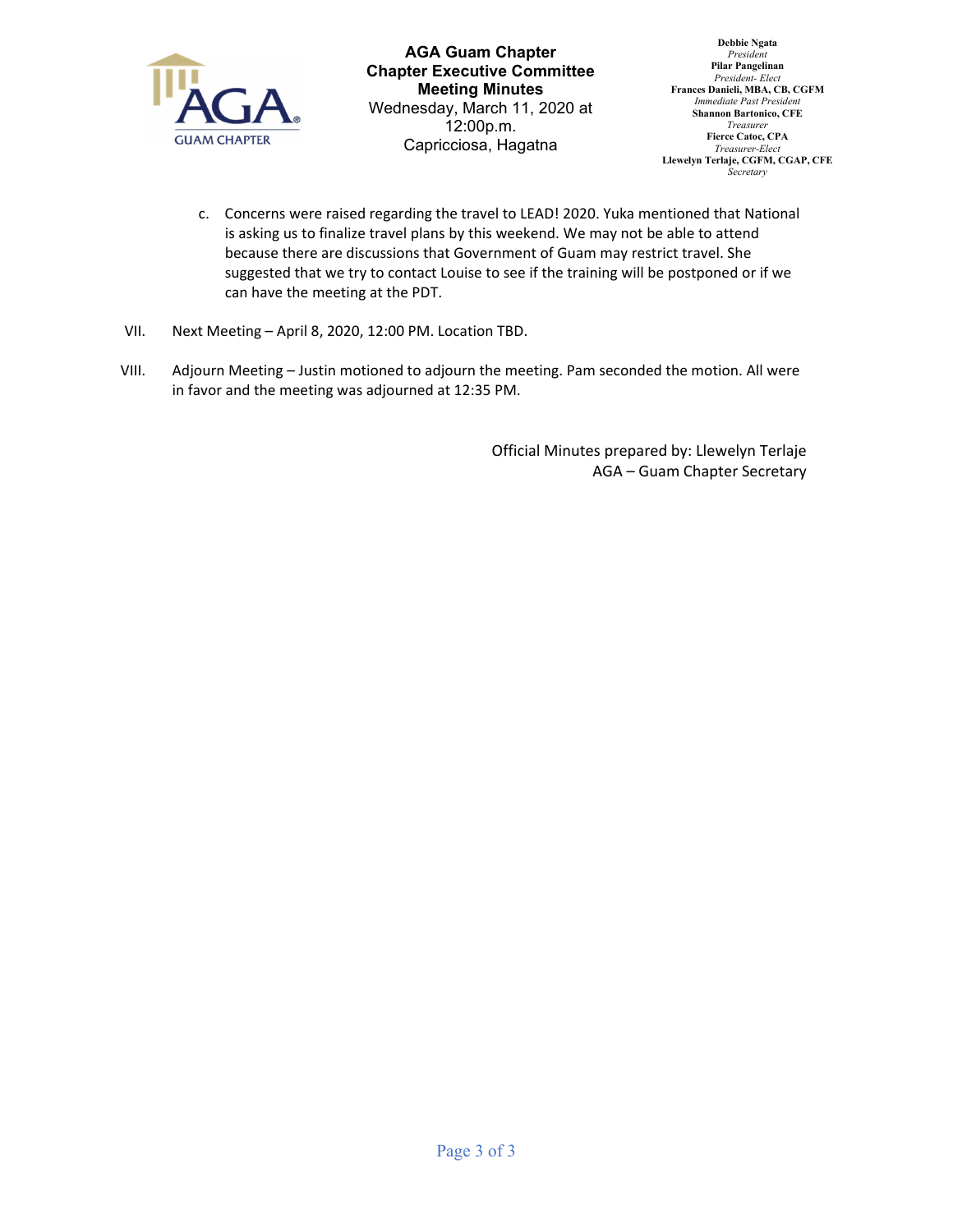c. Concerns were raised regarding the travel to LEAD! 2020. Yuka mentioned that National is asking us to finalize travel plans by this weekend. We may not be able to attend because there are discussions that Government of Guam may restrict travel. She suggested that we try to contact Louise to see if the training will be postponed or if we can have the meeting at the PDT.

VII. Next Meeting – April 8, 2020, 12:00 PM. Location TBD.

VIII. Adjourn Meeting – Justin motioned to adjourn the meeting. Pam seconded the motion. All were in favor and the meeting was adjourned at 12:35 PM.

Official Minutes prepared by: Llewelyn Terlaje
AGA – Guam Chapter Secretary